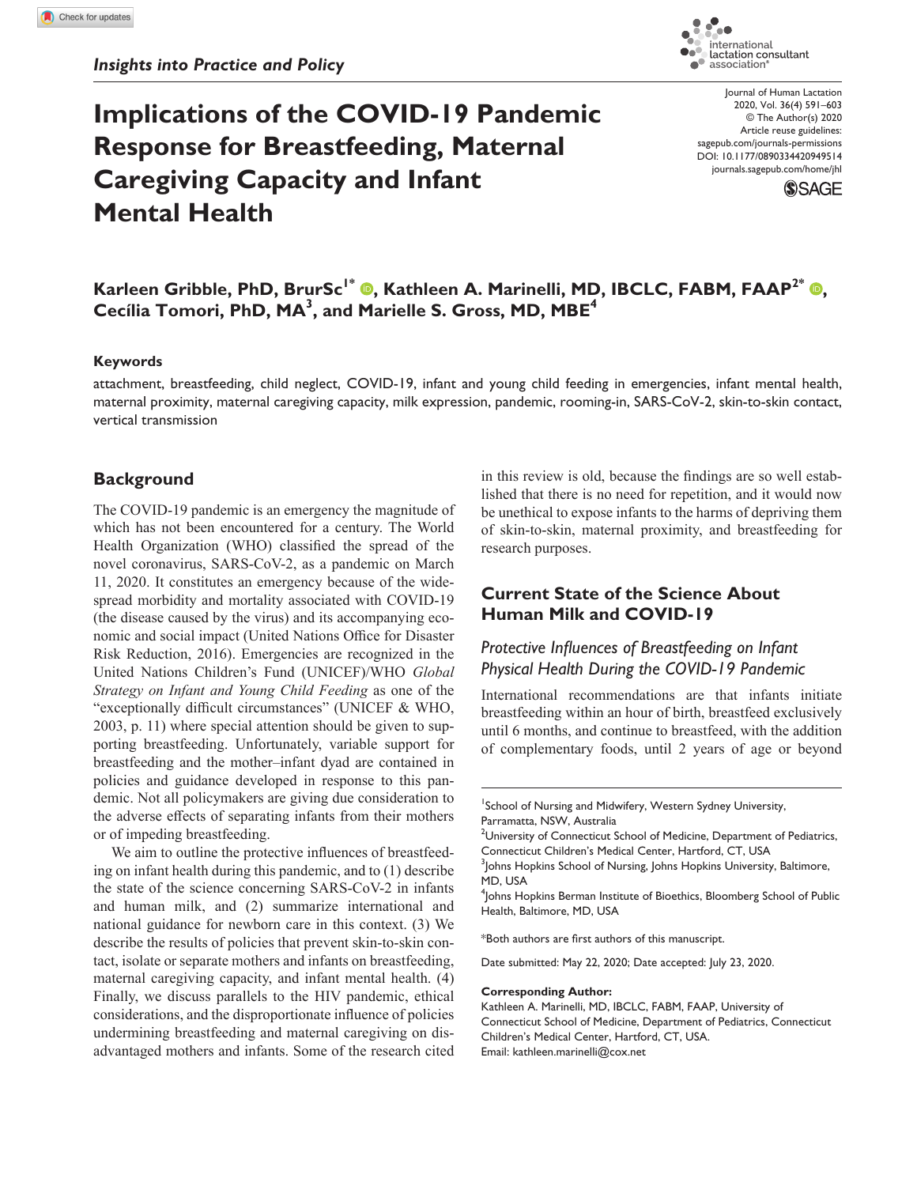*Insights into Practice and Policy*

# Implications of the COVID-19 Pandemic Response for Breastfeeding, Maternal Caregiving Capacity and Infant Mental Health

**Karleen Gribble, PhD, BrurSc[1]*, Kathleen A. Marinelli, MD, IBCLC, FABM, FAAP[2]*, Cecília Tomori, PhD, MA[3], and Marielle S. Gross, MD, MBE[4]**

### Keywords

attachment, breastfeeding, child neglect, COVID-19, infant and young child feeding in emergencies, infant mental health, maternal proximity, maternal caregiving capacity, milk expression, pandemic, rooming-in, SARS-CoV-2, skin-to-skin contact, vertical transmission

## Background

The COVID-19 pandemic is an emergency the magnitude of which has not been encountered for a century. The World Health Organization (WHO) classified the spread of the novel coronavirus, SARS-CoV-2, as a pandemic on March 11, 2020. It constitutes an emergency because of the widespread morbidity and mortality associated with COVID-19 (the disease caused by the virus) and its accompanying economic and social impact (United Nations Office for Disaster Risk Reduction, 2016). Emergencies are recognized in the United Nations Children's Fund (UNICEF)/WHO *Global Strategy on Infant and Young Child Feeding* as one of the "exceptionally difficult circumstances" (UNICEF & WHO, 2003, p. 11) where special attention should be given to supporting breastfeeding. Unfortunately, variable support for breastfeeding and the mother–infant dyad are contained in policies and guidance developed in response to this pandemic. Not all policymakers are giving due consideration to the adverse effects of separating infants from their mothers or of impeding breastfeeding.

We aim to outline the protective influences of breastfeeding on infant health during this pandemic, and to (1) describe the state of the science concerning SARS-CoV-2 in infants and human milk, and (2) summarize international and national guidance for newborn care in this context. (3) We describe the results of policies that prevent skin-to-skin contact, isolate or separate mothers and infants on breastfeeding, maternal caregiving capacity, and infant mental health. (4) Finally, we discuss parallels to the HIV pandemic, ethical considerations, and the disproportionate influence of policies undermining breastfeeding and maternal caregiving on disadvantaged mothers and infants. Some of the research cited in this review is old, because the findings are so well established that there is no need for repetition, and it would now be unethical to expose infants to the harms of depriving them of skin-to-skin, maternal proximity, and breastfeeding for research purposes.

## Current State of the Science About Human Milk and COVID-19

### *Protective Influences of Breastfeeding on Infant Physical Health During the COVID-19 Pandemic*

International recommendations are that infants initiate breastfeeding within an hour of birth, breastfeed exclusively until 6 months, and continue to breastfeed, with the addition of complementary foods, until 2 years of age or beyond

---

[1]School of Nursing and Midwifery, Western Sydney University, Parramatta, NSW, Australia
[2]University of Connecticut School of Medicine, Department of Pediatrics, Connecticut Children's Medical Center, Hartford, CT, USA
[3]Johns Hopkins School of Nursing, Johns Hopkins University, Baltimore, MD, USA
[4]Johns Hopkins Berman Institute of Bioethics, Bloomberg School of Public Health, Baltimore, MD, USA

*Both authors are first authors of this manuscript.

Date submitted: May 22, 2020; Date accepted: July 23, 2020.

**Corresponding Author:**
Kathleen A. Marinelli, MD, IBCLC, FABM, FAAP, University of Connecticut School of Medicine, Department of Pediatrics, Connecticut Children's Medical Center, Hartford, CT, USA.
Email: kathleen.marinelli@cox.net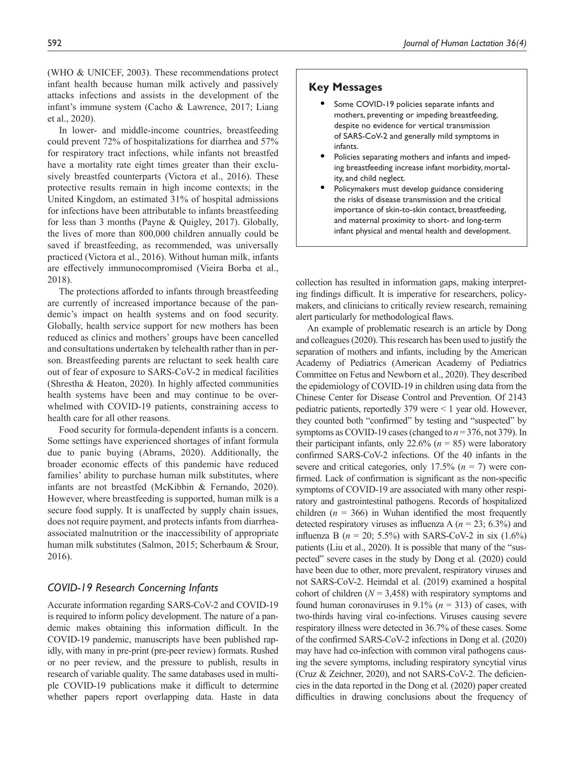(WHO & UNICEF, 2003). These recommendations protect infant health because human milk actively and passively attacks infections and assists in the development of the infant's immune system (Cacho & Lawrence, 2017; Liang et al., 2020).

In lower- and middle-income countries, breastfeeding could prevent 72% of hospitalizations for diarrhea and 57% for respiratory tract infections, while infants not breastfed have a mortality rate eight times greater than their exclusively breastfed counterparts (Victora et al., 2016). These protective results remain in high income contexts; in the United Kingdom, an estimated 31% of hospital admissions for infections have been attributable to infants breastfeeding for less than 3 months (Payne & Quigley, 2017). Globally, the lives of more than 800,000 children annually could be saved if breastfeeding, as recommended, was universally practiced (Victora et al., 2016). Without human milk, infants are effectively immunocompromised (Vieira Borba et al., 2018).

The protections afforded to infants through breastfeeding are currently of increased importance because of the pandemic's impact on health systems and on food security. Globally, health service support for new mothers has been reduced as clinics and mothers' groups have been cancelled and consultations undertaken by telehealth rather than in person. Breastfeeding parents are reluctant to seek health care out of fear of exposure to SARS-CoV-2 in medical facilities (Shrestha & Heaton, 2020). In highly affected communities health systems have been and may continue to be overwhelmed with COVID-19 patients, constraining access to health care for all other reasons.

Food security for formula-dependent infants is a concern. Some settings have experienced shortages of infant formula due to panic buying (Abrams, 2020). Additionally, the broader economic effects of this pandemic have reduced families' ability to purchase human milk substitutes, where infants are not breastfed (McKibbin & Fernando, 2020). However, where breastfeeding is supported, human milk is a secure food supply. It is unaffected by supply chain issues, does not require payment, and protects infants from diarrhea-associated malnutrition or the inaccessibility of appropriate human milk substitutes (Salmon, 2015; Scherbaum & Srour, 2016).

## Key Messages

- Some COVID-19 policies separate infants and mothers, preventing or impeding breastfeeding, despite no evidence for vertical transmission of SARS-CoV-2 and generally mild symptoms in infants.
- Policies separating mothers and infants and impeding breastfeeding increase infant morbidity, mortality, and child neglect.
- Policymakers must develop guidance considering the risks of disease transmission and the critical importance of skin-to-skin contact, breastfeeding, and maternal proximity to short- and long-term infant physical and mental health and development.

### *COVID-19 Research Concerning Infants*

Accurate information regarding SARS-CoV-2 and COVID-19 is required to inform policy development. The nature of a pandemic makes obtaining this information difficult. In the COVID-19 pandemic, manuscripts have been published rapidly, with many in pre-print (pre-peer review) formats. Rushed or no peer review, and the pressure to publish, results in research of variable quality. The same databases used in multiple COVID-19 publications make it difficult to determine whether papers report overlapping data. Haste in data collection has resulted in information gaps, making interpreting findings difficult. It is imperative for researchers, policymakers, and clinicians to critically review research, remaining alert particularly for methodological flaws.

An example of problematic research is an article by Dong and colleagues (2020). This research has been used to justify the separation of mothers and infants, including by the American Academy of Pediatrics (American Academy of Pediatrics Committee on Fetus and Newborn et al., 2020). They described the epidemiology of COVID-19 in children using data from the Chinese Center for Disease Control and Prevention. Of 2143 pediatric patients, reportedly 379 were < 1 year old. However, they counted both "confirmed" by testing and "suspected" by symptoms as COVID-19 cases (changed to $n = 376$, not 379). In their participant infants, only 22.6% ($n = 85$) were laboratory confirmed SARS-CoV-2 infections. Of the 40 infants in the severe and critical categories, only 17.5% ($n = 7$) were confirmed. Lack of confirmation is significant as the non-specific symptoms of COVID-19 are associated with many other respiratory and gastrointestinal pathogens. Records of hospitalized children ($n = 366$) in Wuhan identified the most frequently detected respiratory viruses as influenza A ($n = 23$; 6.3%) and influenza B ($n = 20$; 5.5%) with SARS-CoV-2 in six (1.6%) patients (Liu et al., 2020). It is possible that many of the "suspected" severe cases in the study by Dong et al. (2020) could have been due to other, more prevalent, respiratory viruses and not SARS-CoV-2. Heimdal et al. (2019) examined a hospital cohort of children ($N = 3,458$) with respiratory symptoms and found human coronaviruses in 9.1% ($n = 313$) of cases, with two-thirds having viral co-infections. Viruses causing severe respiratory illness were detected in 36.7% of these cases. Some of the confirmed SARS-CoV-2 infections in Dong et al. (2020) may have had co-infection with common viral pathogens causing the severe symptoms, including respiratory syncytial virus (Cruz & Zeichner, 2020), and not SARS-CoV-2. The deficiencies in the data reported in the Dong et al. (2020) paper created difficulties in drawing conclusions about the frequency of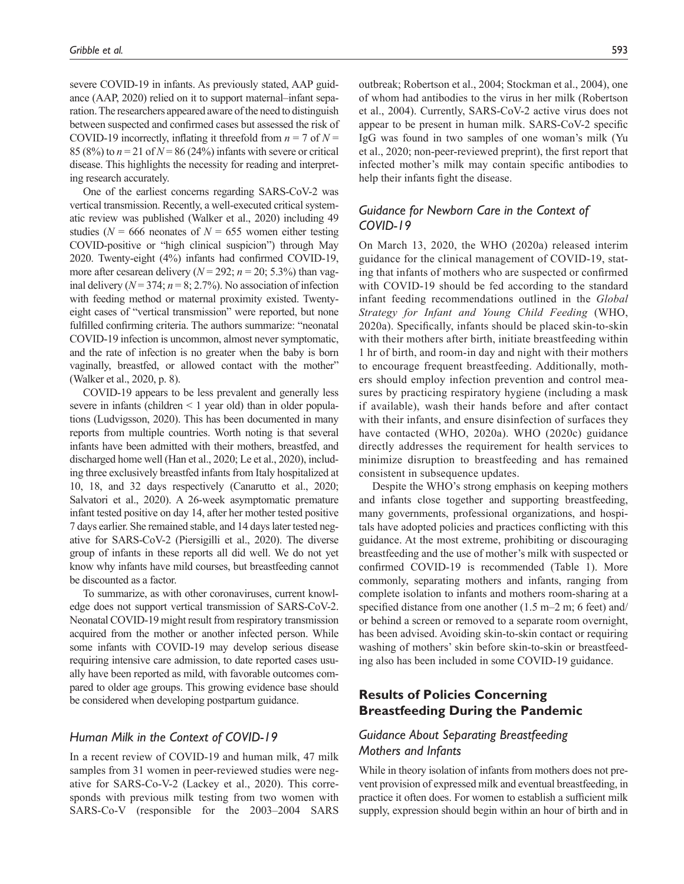severe COVID-19 in infants. As previously stated, AAP guidance (AAP, 2020) relied on it to support maternal–infant separation. The researchers appeared aware of the need to distinguish between suspected and confirmed cases but assessed the risk of COVID-19 incorrectly, inflating it threefold from $n = 7$ of $N = 85$ (8%) to $n = 21$ of $N = 86$ (24%) infants with severe or critical disease. This highlights the necessity for reading and interpreting research accurately.

One of the earliest concerns regarding SARS-CoV-2 was vertical transmission. Recently, a well-executed critical systematic review was published (Walker et al., 2020) including 49 studies ($N = 666$ neonates of $N = 655$ women either testing COVID-positive or "high clinical suspicion") through May 2020. Twenty-eight (4%) infants had confirmed COVID-19, more after cesarean delivery ($N = 292$; $n = 20$; 5.3%) than vaginal delivery ($N = 374$; $n = 8$; 2.7%). No association of infection with feeding method or maternal proximity existed. Twenty-eight cases of "vertical transmission" were reported, but none fulfilled confirming criteria. The authors summarize: "neonatal COVID-19 infection is uncommon, almost never symptomatic, and the rate of infection is no greater when the baby is born vaginally, breastfed, or allowed contact with the mother" (Walker et al., 2020, p. 8).

COVID-19 appears to be less prevalent and generally less severe in infants (children < 1 year old) than in older populations (Ludvigsson, 2020). This has been documented in many reports from multiple countries. Worth noting is that several infants have been admitted with their mothers, breastfed, and discharged home well (Han et al., 2020; Le et al., 2020), including three exclusively breastfed infants from Italy hospitalized at 10, 18, and 32 days respectively (Canarutto et al., 2020; Salvatori et al., 2020). A 26-week asymptomatic premature infant tested positive on day 14, after her mother tested positive 7 days earlier. She remained stable, and 14 days later tested negative for SARS-CoV-2 (Piersigilli et al., 2020). The diverse group of infants in these reports all did well. We do not yet know why infants have mild courses, but breastfeeding cannot be discounted as a factor.

To summarize, as with other coronaviruses, current knowledge does not support vertical transmission of SARS-CoV-2. Neonatal COVID-19 might result from respiratory transmission acquired from the mother or another infected person. While some infants with COVID-19 may develop serious disease requiring intensive care admission, to date reported cases usually have been reported as mild, with favorable outcomes compared to older age groups. This growing evidence base should be considered when developing postpartum guidance.

### *Human Milk in the Context of COVID-19*

In a recent review of COVID-19 and human milk, 47 milk samples from 31 women in peer-reviewed studies were negative for SARS-Co-V-2 (Lackey et al., 2020). This corresponds with previous milk testing from two women with SARS-Co-V (responsible for the 2003–2004 SARS outbreak; Robertson et al., 2004; Stockman et al., 2004), one of whom had antibodies to the virus in her milk (Robertson et al., 2004). Currently, SARS-CoV-2 active virus does not appear to be present in human milk. SARS-CoV-2 specific IgG was found in two samples of one woman's milk (Yu et al., 2020; non-peer-reviewed preprint), the first report that infected mother's milk may contain specific antibodies to help their infants fight the disease.

### *Guidance for Newborn Care in the Context of COVID-19*

On March 13, 2020, the WHO (2020a) released interim guidance for the clinical management of COVID-19, stating that infants of mothers who are suspected or confirmed with COVID-19 should be fed according to the standard infant feeding recommendations outlined in the *Global Strategy for Infant and Young Child Feeding* (WHO, 2020a). Specifically, infants should be placed skin-to-skin with their mothers after birth, initiate breastfeeding within 1 hr of birth, and room-in day and night with their mothers to encourage frequent breastfeeding. Additionally, mothers should employ infection prevention and control measures by practicing respiratory hygiene (including a mask if available), wash their hands before and after contact with their infants, and ensure disinfection of surfaces they have contacted (WHO, 2020a). WHO (2020c) guidance directly addresses the requirement for health services to minimize disruption to breastfeeding and has remained consistent in subsequence updates.

Despite the WHO's strong emphasis on keeping mothers and infants close together and supporting breastfeeding, many governments, professional organizations, and hospitals have adopted policies and practices conflicting with this guidance. At the most extreme, prohibiting or discouraging breastfeeding and the use of mother's milk with suspected or confirmed COVID-19 is recommended (Table 1). More commonly, separating mothers and infants, ranging from complete isolation to infants and mothers room-sharing at a specified distance from one another (1.5 m–2 m; 6 feet) and/or behind a screen or removed to a separate room overnight, has been advised. Avoiding skin-to-skin contact or requiring washing of mothers' skin before skin-to-skin or breastfeeding also has been included in some COVID-19 guidance.

## **Results of Policies Concerning Breastfeeding During the Pandemic**

### *Guidance About Separating Breastfeeding Mothers and Infants*

While in theory isolation of infants from mothers does not prevent provision of expressed milk and eventual breastfeeding, in practice it often does. For women to establish a sufficient milk supply, expression should begin within an hour of birth and in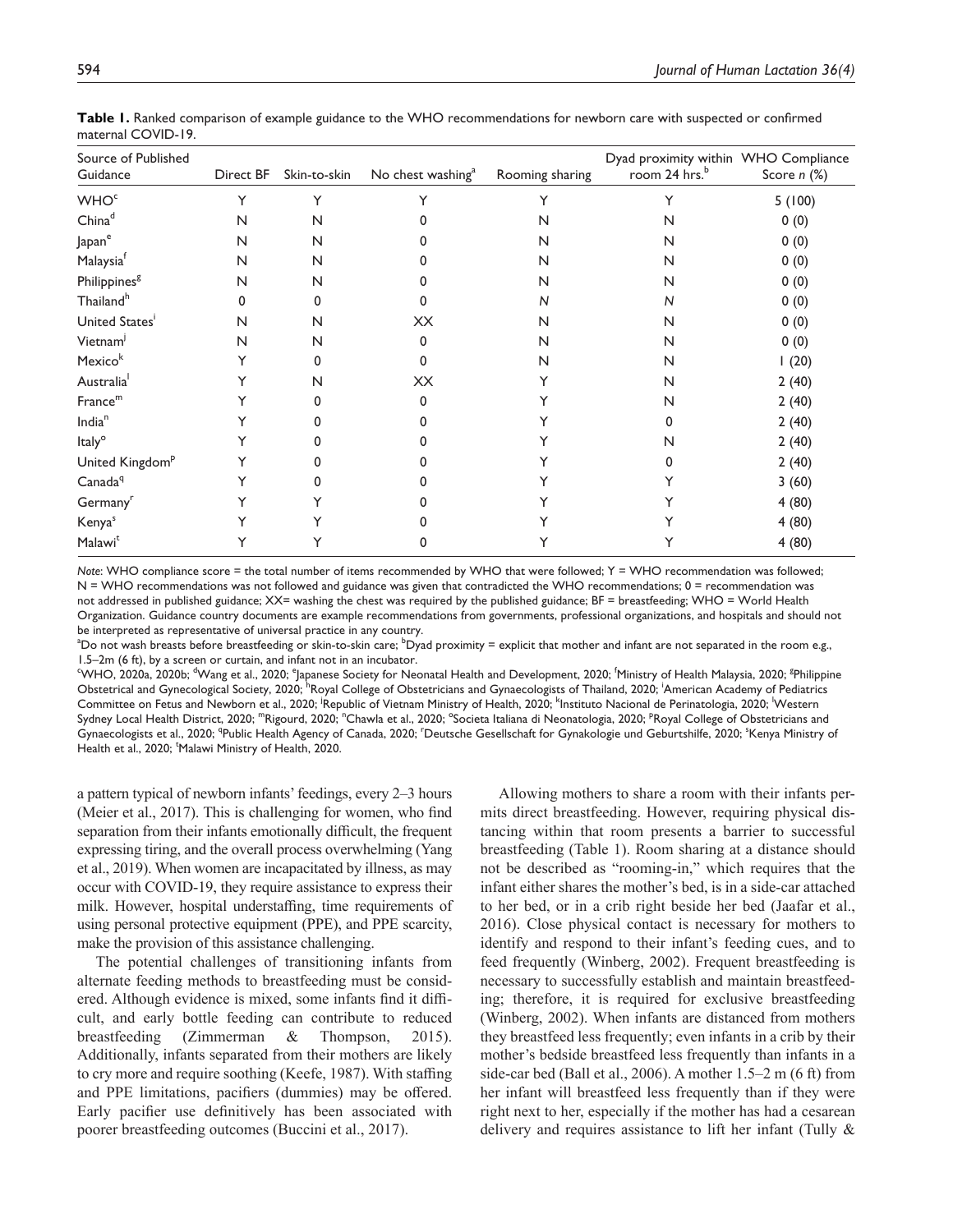**Table 1.** Ranked comparison of example guidance to the WHO recommendations for newborn care with suspected or confirmed maternal COVID-19.

| Source of Published Guidance | Direct BF | Skin-to-skin | No chest washing[a] | Rooming sharing | Dyad proximity within room 24 hrs.[b] | WHO Compliance Score *n* (%) |
|---|---|---|---|---|---|---|
| WHO[c] | Y | Y | Y | Y | Y | 5 (100) |
| China[d] | N | N | 0 | N | N | 0 (0) |
| Japan[e] | N | N | 0 | N | N | 0 (0) |
| Malaysia[f] | N | N | 0 | N | N | 0 (0) |
| Philippines[g] | N | N | 0 | N | N | 0 (0) |
| Thailand[h] | 0 | 0 | 0 | *N* | *N* | 0 (0) |
| United States[i] | N | N | XX | N | N | 0 (0) |
| Vietnam[j] | N | N | 0 | N | N | 0 (0) |
| Mexico[k] | Y | 0 | 0 | N | N | 1 (20) |
| Australia[l] | Y | N | XX | Y | N | 2 (40) |
| France[m] | Y | 0 | 0 | Y | N | 2 (40) |
| India[n] | Y | 0 | 0 | Y | 0 | 2 (40) |
| Italy[o] | Y | 0 | 0 | Y | N | 2 (40) |
| United Kingdom[p] | Y | 0 | 0 | Y | 0 | 2 (40) |
| Canada[q] | Y | 0 | 0 | Y | Y | 3 (60) |
| Germany[r] | Y | Y | 0 | Y | Y | 4 (80) |
| Kenya[s] | Y | Y | 0 | Y | Y | 4 (80) |
| Malawi[t] | Y | Y | 0 | Y | Y | 4 (80) |

*Note*: WHO compliance score = the total number of items recommended by WHO that were followed; Y = WHO recommendation was followed; N = WHO recommendations was not followed and guidance was given that contradicted the WHO recommendations; 0 = recommendation was not addressed in published guidance; XX= washing the chest was required by the published guidance; BF = breastfeeding; WHO = World Health Organization. Guidance country documents are example recommendations from governments, professional organizations, and hospitals and should not be interpreted as representative of universal practice in any country.

[a]Do not wash breasts before breastfeeding or skin-to-skin care; [b]Dyad proximity = explicit that mother and infant are not separated in the room e.g., 1.5–2m (6 ft), by a screen or curtain, and infant not in an incubator.

[c]WHO, 2020a, 2020b; [d]Wang et al., 2020; [e]Japanese Society for Neonatal Health and Development, 2020; [f]Ministry of Health Malaysia, 2020; [g]Philippine Obstetrical and Gynecological Society, 2020; [h]Royal College of Obstetricians and Gynaecologists of Thailand, 2020; [i]American Academy of Pediatrics Committee on Fetus and Newborn et al., 2020; [j]Republic of Vietnam Ministry of Health, 2020; [k]Instituto Nacional de Perinatologia, 2020; [l]Western Sydney Local Health District, 2020; [m]Rigourd, 2020; [n]Chawla et al., 2020; [o]Societa Italiana di Neonatologia, 2020; [p]Royal College of Obstetricians and Gynaecologists et al., 2020; [q]Public Health Agency of Canada, 2020; [r]Deutsche Gesellschaft for Gynakologie und Geburtshilfe, 2020; [s]Kenya Ministry of Health et al., 2020; [t]Malawi Ministry of Health, 2020.

a pattern typical of newborn infants' feedings, every 2–3 hours (Meier et al., 2017). This is challenging for women, who find separation from their infants emotionally difficult, the frequent expressing tiring, and the overall process overwhelming (Yang et al., 2019). When women are incapacitated by illness, as may occur with COVID-19, they require assistance to express their milk. However, hospital understaffing, time requirements of using personal protective equipment (PPE), and PPE scarcity, make the provision of this assistance challenging.

The potential challenges of transitioning infants from alternate feeding methods to breastfeeding must be considered. Although evidence is mixed, some infants find it difficult, and early bottle feeding can contribute to reduced breastfeeding (Zimmerman & Thompson, 2015). Additionally, infants separated from their mothers are likely to cry more and require soothing (Keefe, 1987). With staffing and PPE limitations, pacifiers (dummies) may be offered. Early pacifier use definitively has been associated with poorer breastfeeding outcomes (Buccini et al., 2017).

Allowing mothers to share a room with their infants permits direct breastfeeding. However, requiring physical distancing within that room presents a barrier to successful breastfeeding (Table 1). Room sharing at a distance should not be described as "rooming-in," which requires that the infant either shares the mother's bed, is in a side-car attached to her bed, or in a crib right beside her bed (Jaafar et al., 2016). Close physical contact is necessary for mothers to identify and respond to their infant's feeding cues, and to feed frequently (Winberg, 2002). Frequent breastfeeding is necessary to successfully establish and maintain breastfeeding; therefore, it is required for exclusive breastfeeding (Winberg, 2002). When infants are distanced from mothers they breastfeed less frequently; even infants in a crib by their mother's bedside breastfeed less frequently than infants in a side-car bed (Ball et al., 2006). A mother 1.5–2 m (6 ft) from her infant will breastfeed less frequently than if they were right next to her, especially if the mother has had a cesarean delivery and requires assistance to lift her infant (Tully &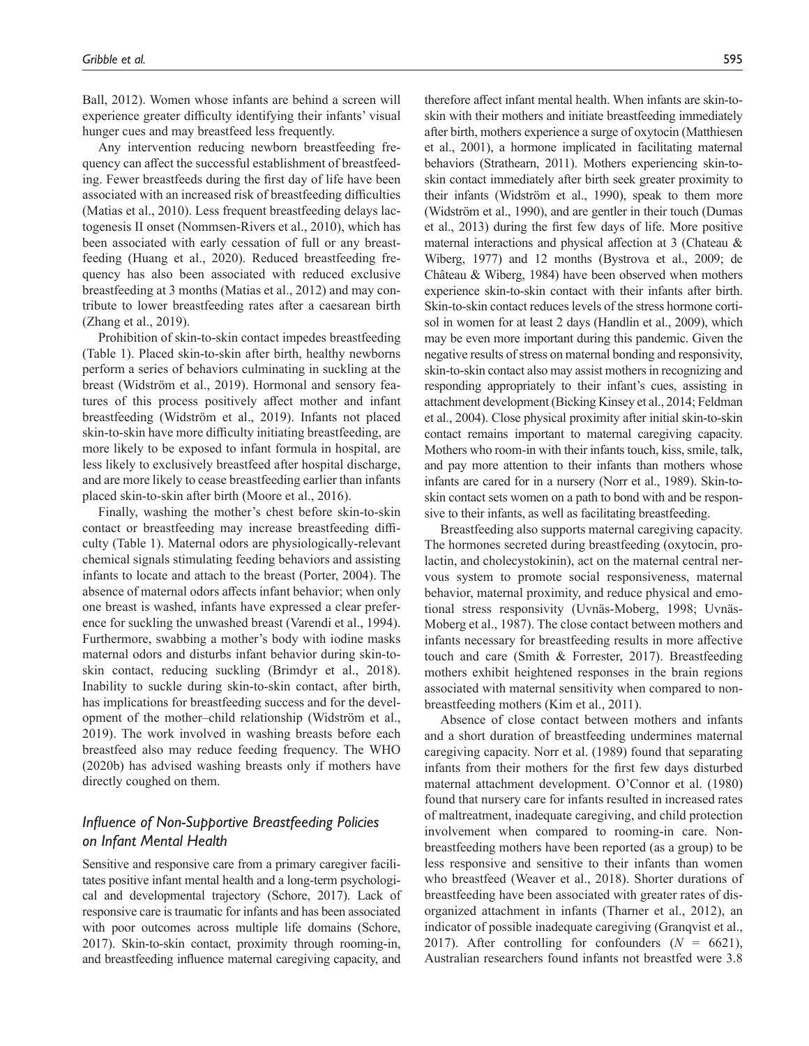Ball, 2012). Women whose infants are behind a screen will experience greater difficulty identifying their infants' visual hunger cues and may breastfeed less frequently.

Any intervention reducing newborn breastfeeding frequency can affect the successful establishment of breastfeeding. Fewer breastfeeds during the first day of life have been associated with an increased risk of breastfeeding difficulties (Matias et al., 2010). Less frequent breastfeeding delays lactogenesis II onset (Nommsen-Rivers et al., 2010), which has been associated with early cessation of full or any breastfeeding (Huang et al., 2020). Reduced breastfeeding frequency has also been associated with reduced exclusive breastfeeding at 3 months (Matias et al., 2012) and may contribute to lower breastfeeding rates after a caesarean birth (Zhang et al., 2019).

Prohibition of skin-to-skin contact impedes breastfeeding (Table 1). Placed skin-to-skin after birth, healthy newborns perform a series of behaviors culminating in suckling at the breast (Widström et al., 2019). Hormonal and sensory features of this process positively affect mother and infant breastfeeding (Widström et al., 2019). Infants not placed skin-to-skin have more difficulty initiating breastfeeding, are more likely to be exposed to infant formula in hospital, are less likely to exclusively breastfeed after hospital discharge, and are more likely to cease breastfeeding earlier than infants placed skin-to-skin after birth (Moore et al., 2016).

Finally, washing the mother's chest before skin-to-skin contact or breastfeeding may increase breastfeeding difficulty (Table 1). Maternal odors are physiologically-relevant chemical signals stimulating feeding behaviors and assisting infants to locate and attach to the breast (Porter, 2004). The absence of maternal odors affects infant behavior; when only one breast is washed, infants have expressed a clear preference for suckling the unwashed breast (Varendi et al., 1994). Furthermore, swabbing a mother's body with iodine masks maternal odors and disturbs infant behavior during skin-to-skin contact, reducing suckling (Brimdyr et al., 2018). Inability to suckle during skin-to-skin contact, after birth, has implications for breastfeeding success and for the development of the mother–child relationship (Widström et al., 2019). The work involved in washing breasts before each breastfeed also may reduce feeding frequency. The WHO (2020b) has advised washing breasts only if mothers have directly coughed on them.

### *Influence of Non-Supportive Breastfeeding Policies on Infant Mental Health*

Sensitive and responsive care from a primary caregiver facilitates positive infant mental health and a long-term psychological and developmental trajectory (Schore, 2017). Lack of responsive care is traumatic for infants and has been associated with poor outcomes across multiple life domains (Schore, 2017). Skin-to-skin contact, proximity through rooming-in, and breastfeeding influence maternal caregiving capacity, and therefore affect infant mental health. When infants are skin-to-skin with their mothers and initiate breastfeeding immediately after birth, mothers experience a surge of oxytocin (Matthiesen et al., 2001), a hormone implicated in facilitating maternal behaviors (Strathearn, 2011). Mothers experiencing skin-to-skin contact immediately after birth seek greater proximity to their infants (Widström et al., 1990), speak to them more (Widström et al., 1990), and are gentler in their touch (Dumas et al., 2013) during the first few days of life. More positive maternal interactions and physical affection at 3 (Chateau & Wiberg, 1977) and 12 months (Bystrova et al., 2009; de Château & Wiberg, 1984) have been observed when mothers experience skin-to-skin contact with their infants after birth. Skin-to-skin contact reduces levels of the stress hormone cortisol in women for at least 2 days (Handlin et al., 2009), which may be even more important during this pandemic. Given the negative results of stress on maternal bonding and responsivity, skin-to-skin contact also may assist mothers in recognizing and responding appropriately to their infant's cues, assisting in attachment development (Bicking Kinsey et al., 2014; Feldman et al., 2004). Close physical proximity after initial skin-to-skin contact remains important to maternal caregiving capacity. Mothers who room-in with their infants touch, kiss, smile, talk, and pay more attention to their infants than mothers whose infants are cared for in a nursery (Norr et al., 1989). Skin-to-skin contact sets women on a path to bond with and be responsive to their infants, as well as facilitating breastfeeding.

Breastfeeding also supports maternal caregiving capacity. The hormones secreted during breastfeeding (oxytocin, prolactin, and cholecystokinin), act on the maternal central nervous system to promote social responsiveness, maternal behavior, maternal proximity, and reduce physical and emotional stress responsivity (Uvnäs-Moberg, 1998; Uvnäs-Moberg et al., 1987). The close contact between mothers and infants necessary for breastfeeding results in more affective touch and care (Smith & Forrester, 2017). Breastfeeding mothers exhibit heightened responses in the brain regions associated with maternal sensitivity when compared to non-breastfeeding mothers (Kim et al., 2011).

Absence of close contact between mothers and infants and a short duration of breastfeeding undermines maternal caregiving capacity. Norr et al. (1989) found that separating infants from their mothers for the first few days disturbed maternal attachment development. O'Connor et al. (1980) found that nursery care for infants resulted in increased rates of maltreatment, inadequate caregiving, and child protection involvement when compared to rooming-in care. Non-breastfeeding mothers have been reported (as a group) to be less responsive and sensitive to their infants than women who breastfeed (Weaver et al., 2018). Shorter durations of breastfeeding have been associated with greater rates of disorganized attachment in infants (Tharner et al., 2012), an indicator of possible inadequate caregiving (Granqvist et al., 2017). After controlling for confounders ($N$ = 6621), Australian researchers found infants not breastfed were 3.8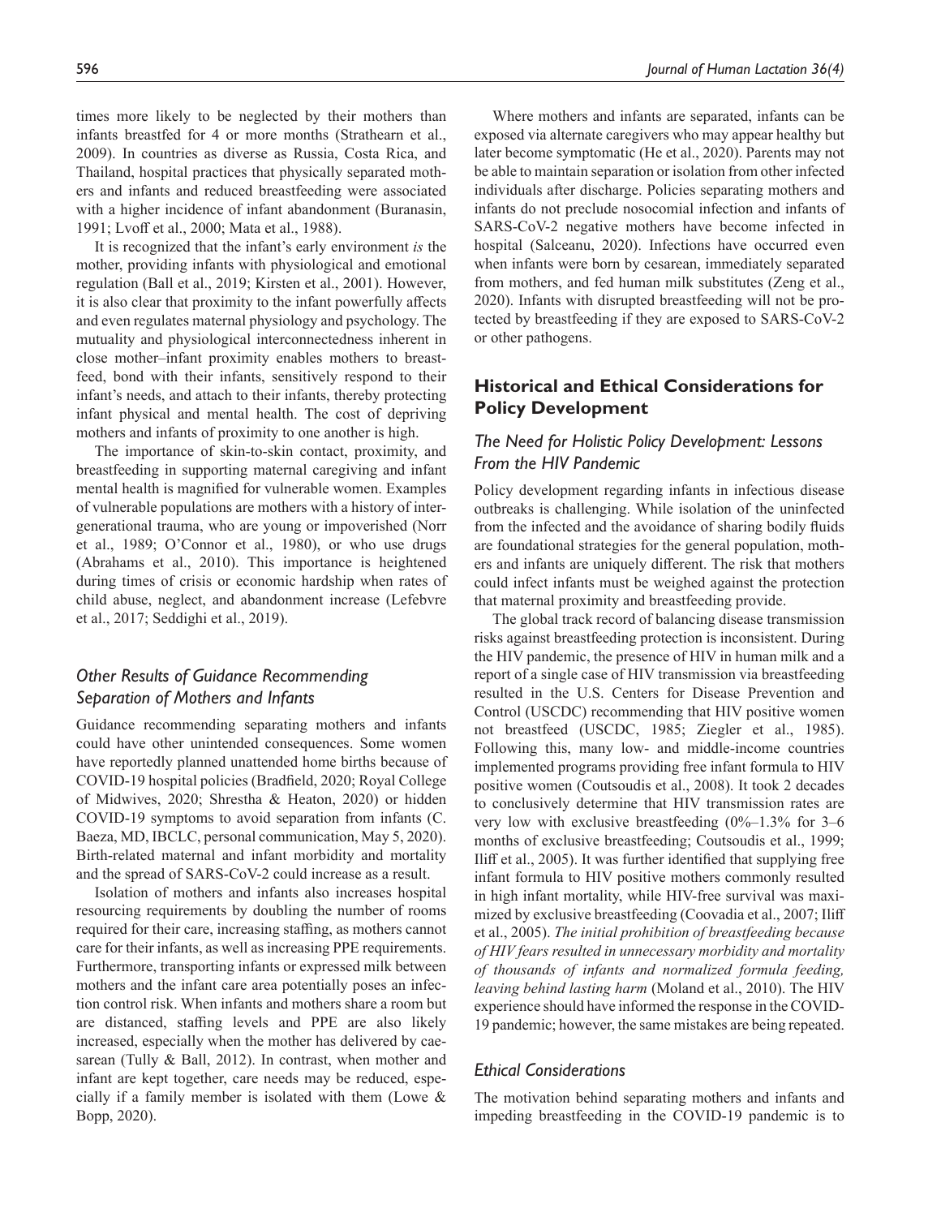times more likely to be neglected by their mothers than infants breastfed for 4 or more months (Strathearn et al., 2009). In countries as diverse as Russia, Costa Rica, and Thailand, hospital practices that physically separated mothers and infants and reduced breastfeeding were associated with a higher incidence of infant abandonment (Buranasin, 1991; Lvoff et al., 2000; Mata et al., 1988).

It is recognized that the infant's early environment *is* the mother, providing infants with physiological and emotional regulation (Ball et al., 2019; Kirsten et al., 2001). However, it is also clear that proximity to the infant powerfully affects and even regulates maternal physiology and psychology. The mutuality and physiological interconnectedness inherent in close mother–infant proximity enables mothers to breastfeed, bond with their infants, sensitively respond to their infant's needs, and attach to their infants, thereby protecting infant physical and mental health. The cost of depriving mothers and infants of proximity to one another is high.

The importance of skin-to-skin contact, proximity, and breastfeeding in supporting maternal caregiving and infant mental health is magnified for vulnerable women. Examples of vulnerable populations are mothers with a history of intergenerational trauma, who are young or impoverished (Norr et al., 1989; O'Connor et al., 1980), or who use drugs (Abrahams et al., 2010). This importance is heightened during times of crisis or economic hardship when rates of child abuse, neglect, and abandonment increase (Lefebvre et al., 2017; Seddighi et al., 2019).

### *Other Results of Guidance Recommending Separation of Mothers and Infants*

Guidance recommending separating mothers and infants could have other unintended consequences. Some women have reportedly planned unattended home births because of COVID-19 hospital policies (Bradfield, 2020; Royal College of Midwives, 2020; Shrestha & Heaton, 2020) or hidden COVID-19 symptoms to avoid separation from infants (C. Baeza, MD, IBCLC, personal communication, May 5, 2020). Birth-related maternal and infant morbidity and mortality and the spread of SARS-CoV-2 could increase as a result.

Isolation of mothers and infants also increases hospital resourcing requirements by doubling the number of rooms required for their care, increasing staffing, as mothers cannot care for their infants, as well as increasing PPE requirements. Furthermore, transporting infants or expressed milk between mothers and the infant care area potentially poses an infection control risk. When infants and mothers share a room but are distanced, staffing levels and PPE are also likely increased, especially when the mother has delivered by caesarean (Tully & Ball, 2012). In contrast, when mother and infant are kept together, care needs may be reduced, especially if a family member is isolated with them (Lowe & Bopp, 2020).

Where mothers and infants are separated, infants can be exposed via alternate caregivers who may appear healthy but later become symptomatic (He et al., 2020). Parents may not be able to maintain separation or isolation from other infected individuals after discharge. Policies separating mothers and infants do not preclude nosocomial infection and infants of SARS-CoV-2 negative mothers have become infected in hospital (Salceanu, 2020). Infections have occurred even when infants were born by cesarean, immediately separated from mothers, and fed human milk substitutes (Zeng et al., 2020). Infants with disrupted breastfeeding will not be protected by breastfeeding if they are exposed to SARS-CoV-2 or other pathogens.

## Historical and Ethical Considerations for Policy Development

### *The Need for Holistic Policy Development: Lessons From the HIV Pandemic*

Policy development regarding infants in infectious disease outbreaks is challenging. While isolation of the uninfected from the infected and the avoidance of sharing bodily fluids are foundational strategies for the general population, mothers and infants are uniquely different. The risk that mothers could infect infants must be weighed against the protection that maternal proximity and breastfeeding provide.

The global track record of balancing disease transmission risks against breastfeeding protection is inconsistent. During the HIV pandemic, the presence of HIV in human milk and a report of a single case of HIV transmission via breastfeeding resulted in the U.S. Centers for Disease Prevention and Control (USCDC) recommending that HIV positive women not breastfeed (USCDC, 1985; Ziegler et al., 1985). Following this, many low- and middle-income countries implemented programs providing free infant formula to HIV positive women (Coutsoudis et al., 2008). It took 2 decades to conclusively determine that HIV transmission rates are very low with exclusive breastfeeding (0%–1.3% for 3–6 months of exclusive breastfeeding; Coutsoudis et al., 1999; Iliff et al., 2005). It was further identified that supplying free infant formula to HIV positive mothers commonly resulted in high infant mortality, while HIV-free survival was maximized by exclusive breastfeeding (Coovadia et al., 2007; Iliff et al., 2005). *The initial prohibition of breastfeeding because of HIV fears resulted in unnecessary morbidity and mortality of thousands of infants and normalized formula feeding, leaving behind lasting harm* (Moland et al., 2010). The HIV experience should have informed the response in the COVID-19 pandemic; however, the same mistakes are being repeated.

### *Ethical Considerations*

The motivation behind separating mothers and infants and impeding breastfeeding in the COVID-19 pandemic is to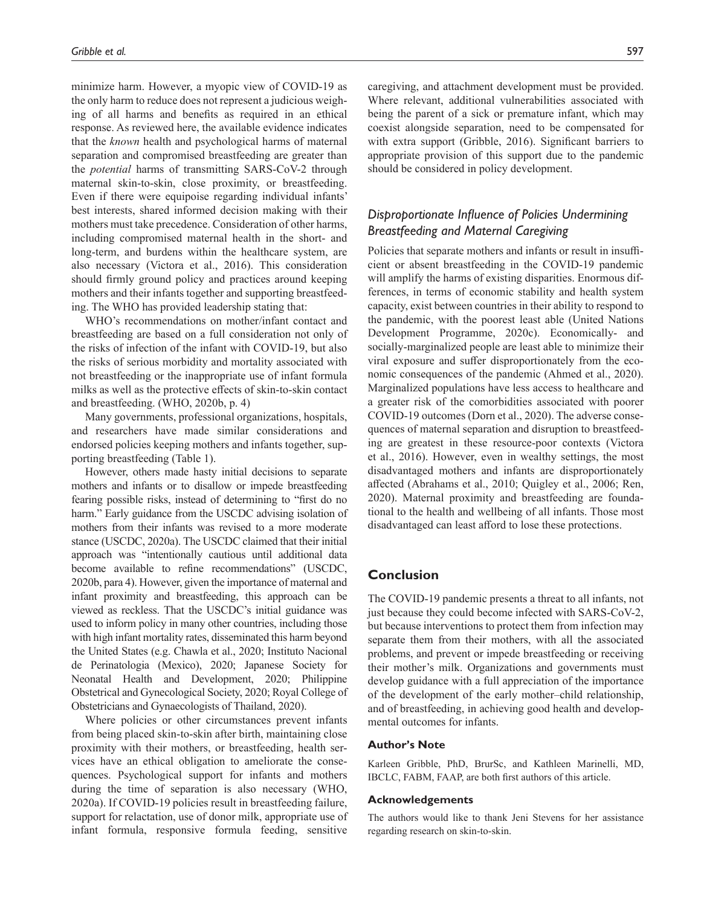minimize harm. However, a myopic view of COVID-19 as the only harm to reduce does not represent a judicious weighing of all harms and benefits as required in an ethical response. As reviewed here, the available evidence indicates that the *known* health and psychological harms of maternal separation and compromised breastfeeding are greater than the *potential* harms of transmitting SARS-CoV-2 through maternal skin-to-skin, close proximity, or breastfeeding. Even if there were equipoise regarding individual infants' best interests, shared informed decision making with their mothers must take precedence. Consideration of other harms, including compromised maternal health in the short- and long-term, and burdens within the healthcare system, are also necessary (Victora et al., 2016). This consideration should firmly ground policy and practices around keeping mothers and their infants together and supporting breastfeeding. The WHO has provided leadership stating that:

WHO's recommendations on mother/infant contact and breastfeeding are based on a full consideration not only of the risks of infection of the infant with COVID-19, but also the risks of serious morbidity and mortality associated with not breastfeeding or the inappropriate use of infant formula milks as well as the protective effects of skin-to-skin contact and breastfeeding. (WHO, 2020b, p. 4)

Many governments, professional organizations, hospitals, and researchers have made similar considerations and endorsed policies keeping mothers and infants together, supporting breastfeeding (Table 1).

However, others made hasty initial decisions to separate mothers and infants or to disallow or impede breastfeeding fearing possible risks, instead of determining to "first do no harm." Early guidance from the USCDC advising isolation of mothers from their infants was revised to a more moderate stance (USCDC, 2020a). The USCDC claimed that their initial approach was "intentionally cautious until additional data become available to refine recommendations" (USCDC, 2020b, para 4). However, given the importance of maternal and infant proximity and breastfeeding, this approach can be viewed as reckless. That the USCDC's initial guidance was used to inform policy in many other countries, including those with high infant mortality rates, disseminated this harm beyond the United States (e.g. Chawla et al., 2020; Instituto Nacional de Perinatologia (Mexico), 2020; Japanese Society for Neonatal Health and Development, 2020; Philippine Obstetrical and Gynecological Society, 2020; Royal College of Obstetricians and Gynaecologists of Thailand, 2020).

Where policies or other circumstances prevent infants from being placed skin-to-skin after birth, maintaining close proximity with their mothers, or breastfeeding, health services have an ethical obligation to ameliorate the consequences. Psychological support for infants and mothers during the time of separation is also necessary (WHO, 2020a). If COVID-19 policies result in breastfeeding failure, support for relactation, use of donor milk, appropriate use of infant formula, responsive formula feeding, sensitive caregiving, and attachment development must be provided. Where relevant, additional vulnerabilities associated with being the parent of a sick or premature infant, which may coexist alongside separation, need to be compensated for with extra support (Gribble, 2016). Significant barriers to appropriate provision of this support due to the pandemic should be considered in policy development.

### *Disproportionate Influence of Policies Undermining Breastfeeding and Maternal Caregiving*

Policies that separate mothers and infants or result in insufficient or absent breastfeeding in the COVID-19 pandemic will amplify the harms of existing disparities. Enormous differences, in terms of economic stability and health system capacity, exist between countries in their ability to respond to the pandemic, with the poorest least able (United Nations Development Programme, 2020c). Economically- and socially-marginalized people are least able to minimize their viral exposure and suffer disproportionately from the economic consequences of the pandemic (Ahmed et al., 2020). Marginalized populations have less access to healthcare and a greater risk of the comorbidities associated with poorer COVID-19 outcomes (Dorn et al., 2020). The adverse consequences of maternal separation and disruption to breastfeeding are greatest in these resource-poor contexts (Victora et al., 2016). However, even in wealthy settings, the most disadvantaged mothers and infants are disproportionately affected (Abrahams et al., 2010; Quigley et al., 2006; Ren, 2020). Maternal proximity and breastfeeding are foundational to the health and wellbeing of all infants. Those most disadvantaged can least afford to lose these protections.

## Conclusion

The COVID-19 pandemic presents a threat to all infants, not just because they could become infected with SARS-CoV-2, but because interventions to protect them from infection may separate them from their mothers, with all the associated problems, and prevent or impede breastfeeding or receiving their mother's milk. Organizations and governments must develop guidance with a full appreciation of the importance of the development of the early mother–child relationship, and of breastfeeding, in achieving good health and developmental outcomes for infants.

### Author's Note

Karleen Gribble, PhD, BrurSc, and Kathleen Marinelli, MD, IBCLC, FABM, FAAP, are both first authors of this article.

### Acknowledgements

The authors would like to thank Jeni Stevens for her assistance regarding research on skin-to-skin.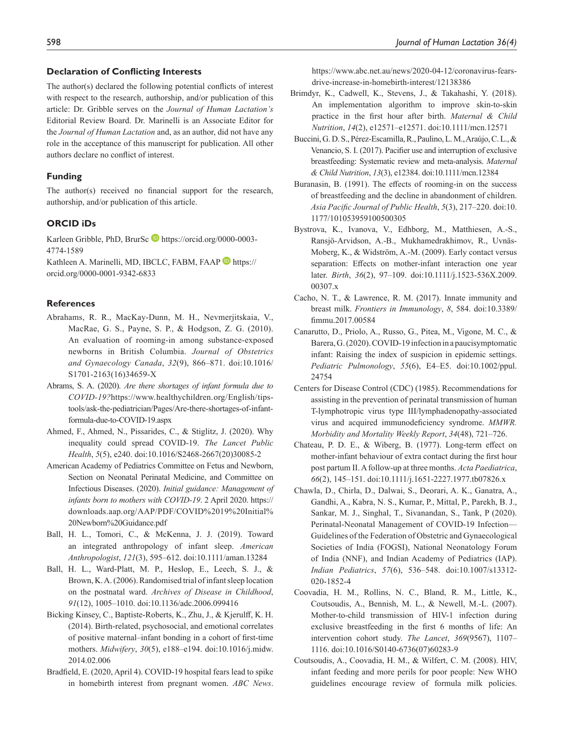## Declaration of Conflicting Interests

The author(s) declared the following potential conflicts of interest with respect to the research, authorship, and/or publication of this article: Dr. Gribble serves on the *Journal of Human Lactation's* Editorial Review Board. Dr. Marinelli is an Associate Editor for the *Journal of Human Lactation* and, as an author, did not have any role in the acceptance of this manuscript for publication. All other authors declare no conflict of interest.

## Funding

The author(s) received no financial support for the research, authorship, and/or publication of this article.

## ORCID iDs

Karleen Gribble, PhD, BrurSc https://orcid.org/0000-0003-4774-1589

Kathleen A. Marinelli, MD, IBCLC, FABM, FAAP https://orcid.org/0000-0001-9342-6833

## References

Abrahams, R. R., MacKay-Dunn, M. H., Nevmerjitskaia, V., MacRae, G. S., Payne, S. P., & Hodgson, Z. G. (2010). An evaluation of rooming-in among substance-exposed newborns in British Columbia. *Journal of Obstetrics and Gynaecology Canada*, *32*(9), 866–871. doi:10.1016/S1701-2163(16)34659-X

Abrams, S. A. (2020). *Are there shortages of infant formula due to COVID-19?* https://www.healthychildren.org/English/tips-tools/ask-the-pediatrician/Pages/Are-there-shortages-of-infant-formula-due-to-COVID-19.aspx

Ahmed, F., Ahmed, N., Pissarides, C., & Stiglitz, J. (2020). Why inequality could spread COVID-19. *The Lancet Public Health*, *5*(5), e240. doi:10.1016/S2468-2667(20)30085-2

American Academy of Pediatrics Committee on Fetus and Newborn, Section on Neonatal Perinatal Medicine, and Committee on Infectious Diseases. (2020). *Initial guidance: Management of infants born to mothers with COVID-19*. 2 April 2020. https://downloads.aap.org/AAP/PDF/COVID%2019%20Initial%20Newborn%20Guidance.pdf

Ball, H. L., Tomori, C., & McKenna, J. J. (2019). Toward an integrated anthropology of infant sleep. *American Anthropologist*, *121*(3), 595–612. doi:10.1111/aman.13284

Ball, H. L., Ward-Platt, M. P., Heslop, E., Leech, S. J., & Brown, K. A. (2006). Randomised trial of infant sleep location on the postnatal ward. *Archives of Disease in Childhood*, *91*(12), 1005–1010. doi:10.1136/adc.2006.099416

Bicking Kinsey, C., Baptiste-Roberts, K., Zhu, J., & Kjerulff, K. H. (2014). Birth-related, psychosocial, and emotional correlates of positive maternal–infant bonding in a cohort of first-time mothers. *Midwifery*, *30*(5), e188–e194. doi:10.1016/j.midw.2014.02.006

Bradfield, E. (2020, April 4). COVID-19 hospital fears lead to spike in homebirth interest from pregnant women. *ABC News*. https://www.abc.net.au/news/2020-04-12/coronavirus-fears-drive-increase-in-homebirth-interest/12138386

Brimdyr, K., Cadwell, K., Stevens, J., & Takahashi, Y. (2018). An implementation algorithm to improve skin-to-skin practice in the first hour after birth. *Maternal & Child Nutrition*, *14*(2), e12571–e12571. doi:10.1111/mcn.12571

Buccini, G. D. S., Pérez-Escamilla, R., Paulino, L. M., Araújo, C. L., & Venancio, S. I. (2017). Pacifier use and interruption of exclusive breastfeeding: Systematic review and meta-analysis. *Maternal & Child Nutrition*, *13*(3), e12384. doi:10.1111/mcn.12384

Buranasin, B. (1991). The effects of rooming-in on the success of breastfeeding and the decline in abandonment of children. *Asia Pacific Journal of Public Health*, *5*(3), 217–220. doi:10.1177/101053959100500305

Bystrova, K., Ivanova, V., Edhborg, M., Matthiesen, A.-S., Ransjö-Arvidson, A.-B., Mukhamedrakhimov, R., Uvnäs-Moberg, K., & Widström, A.-M. (2009). Early contact versus separation: Effects on mother-infant interaction one year later. *Birth*, *36*(2), 97–109. doi:10.1111/j.1523-536X.2009.00307.x

Cacho, N. T., & Lawrence, R. M. (2017). Innate immunity and breast milk. *Frontiers in Immunology*, *8*, 584. doi:10.3389/fimmu.2017.00584

Canarutto, D., Priolo, A., Russo, G., Pitea, M., Vigone, M. C., & Barera, G. (2020). COVID-19 infection in a paucisymptomatic infant: Raising the index of suspicion in epidemic settings. *Pediatric Pulmonology*, *55*(6), E4–E5. doi:10.1002/ppul.24754

Centers for Disease Control (CDC) (1985). Recommendations for assisting in the prevention of perinatal transmission of human T-lymphotropic virus type III/lymphadenopathy-associated virus and acquired immunodeficiency syndrome. *MMWR. Morbidity and Mortality Weekly Report*, *34*(48), 721–726.

Chateau, P. D. E., & Wiberg, B. (1977). Long-term effect on mother-infant behaviour of extra contact during the first hour post partum II. A follow-up at three months. *Acta Paediatrica*, *66*(2), 145–151. doi:10.1111/j.1651-2227.1977.tb07826.x

Chawla, D., Chirla, D., Dalwai, S., Deorari, A. K., Ganatra, A., Gandhi, A., Kabra, N. S., Kumar, P., Mittal, P., Parekh, B. J., Sankar, M. J., Singhal, T., Sivanandan, S., Tank, P (2020). Perinatal-Neonatal Management of COVID-19 Infection—Guidelines of the Federation of Obstetric and Gynaecological Societies of India (FOGSI), National Neonatology Forum of India (NNF), and Indian Academy of Pediatrics (IAP). *Indian Pediatrics*, *57*(6), 536–548. doi:10.1007/s13312-020-1852-4

Coovadia, H. M., Rollins, N. C., Bland, R. M., Little, K., Coutsoudis, A., Bennish, M. L., & Newell, M.-L. (2007). Mother-to-child transmission of HIV-1 infection during exclusive breastfeeding in the first 6 months of life: An intervention cohort study. *The Lancet*, *369*(9567), 1107–1116. doi:10.1016/S0140-6736(07)60283-9

Coutsoudis, A., Coovadia, H. M., & Wilfert, C. M. (2008). HIV, infant feeding and more perils for poor people: New WHO guidelines encourage review of formula milk policies.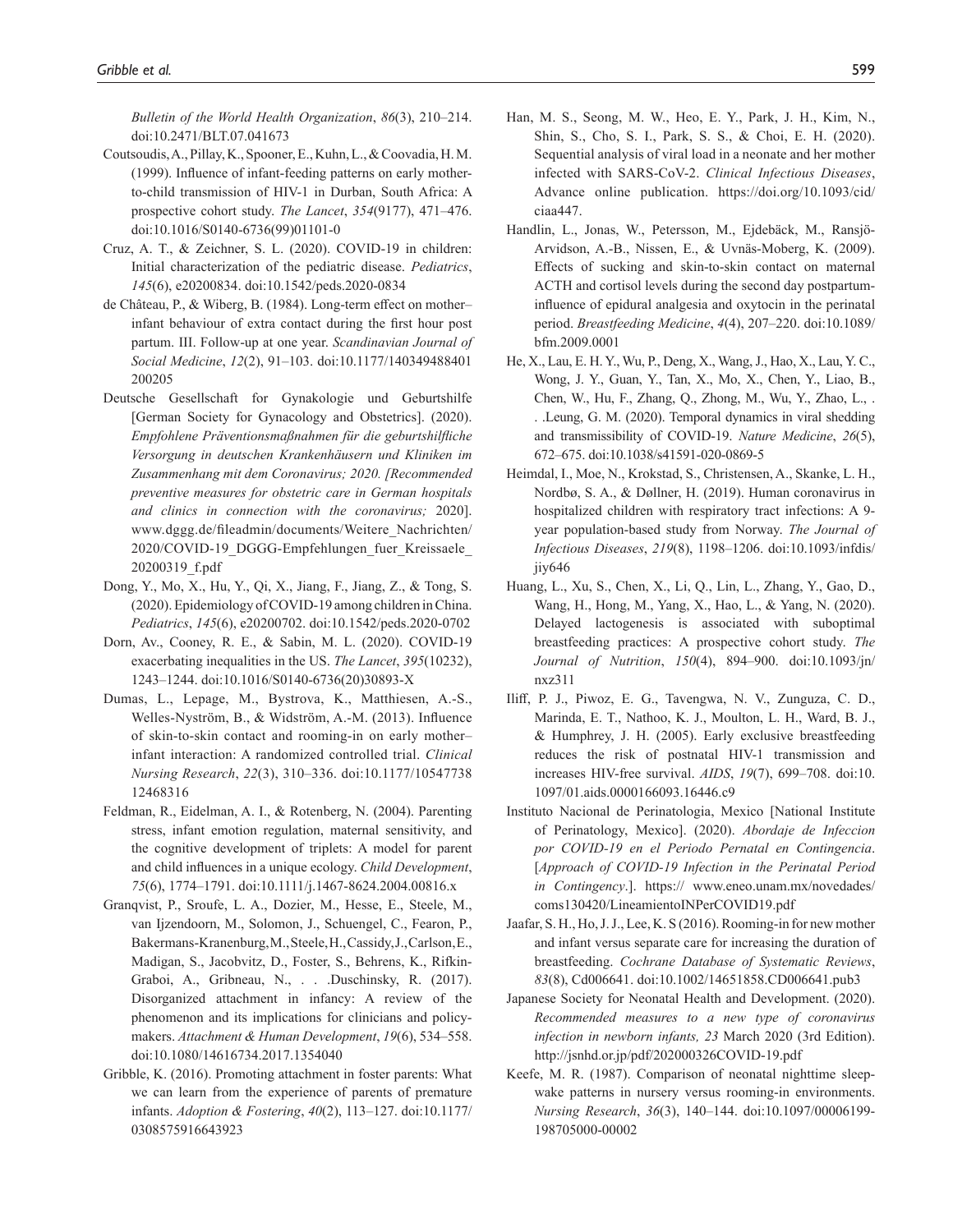*Bulletin of the World Health Organization*, *86*(3), 210–214. doi:10.2471/BLT.07.041673

Coutsoudis, A., Pillay, K., Spooner, E., Kuhn, L., & Coovadia, H. M. (1999). Influence of infant-feeding patterns on early mother-to-child transmission of HIV-1 in Durban, South Africa: A prospective cohort study. *The Lancet*, *354*(9177), 471–476. doi:10.1016/S0140-6736(99)01101-0

Cruz, A. T., & Zeichner, S. L. (2020). COVID-19 in children: Initial characterization of the pediatric disease. *Pediatrics*, *145*(6), e20200834. doi:10.1542/peds.2020-0834

de Château, P., & Wiberg, B. (1984). Long-term effect on mother–infant behaviour of extra contact during the first hour post partum. III. Follow-up at one year. *Scandinavian Journal of Social Medicine*, *12*(2), 91–103. doi:10.1177/140349488401200205

Deutsche Gesellschaft for Gynakologie und Geburtshilfe [German Society for Gynacology and Obstetrics]. (2020). *Empfohlene Präventionsmaßnahmen für die geburtshilfliche Versorgung in deutschen Krankenhäusern und Kliniken im Zusammenhang mit dem Coronavirus; 2020. [Recommended preventive measures for obstetric care in German hospitals and clinics in connection with the coronavirus;* 2020]. www.dggg.de/fileadmin/documents/Weitere_Nachrichten/2020/COVID-19_DGGG-Empfehlungen_fuer_Kreissaele_20200319_f.pdf

Dong, Y., Mo, X., Hu, Y., Qi, X., Jiang, F., Jiang, Z., & Tong, S. (2020). Epidemiology of COVID-19 among children in China. *Pediatrics*, *145*(6), e20200702. doi:10.1542/peds.2020-0702

Dorn, Av., Cooney, R. E., & Sabin, M. L. (2020). COVID-19 exacerbating inequalities in the US. *The Lancet*, *395*(10232), 1243–1244. doi:10.1016/S0140-6736(20)30893-X

Dumas, L., Lepage, M., Bystrova, K., Matthiesen, A.-S., Welles-Nyström, B., & Widström, A.-M. (2013). Influence of skin-to-skin contact and rooming-in on early mother–infant interaction: A randomized controlled trial. *Clinical Nursing Research*, *22*(3), 310–336. doi:10.1177/1054773812468316

Feldman, R., Eidelman, A. I., & Rotenberg, N. (2004). Parenting stress, infant emotion regulation, maternal sensitivity, and the cognitive development of triplets: A model for parent and child influences in a unique ecology. *Child Development*, *75*(6), 1774–1791. doi:10.1111/j.1467-8624.2004.00816.x

Granqvist, P., Sroufe, L. A., Dozier, M., Hesse, E., Steele, M., van Ijzendoorn, M., Solomon, J., Schuengel, C., Fearon, P., Bakermans-Kranenburg, M., Steele, H., Cassidy, J., Carlson, E., Madigan, S., Jacobvitz, D., Foster, S., Behrens, K., Rifkin-Graboi, A., Gribneau, N., . . . Duschinsky, R. (2017). Disorganized attachment in infancy: A review of the phenomenon and its implications for clinicians and policy-makers. *Attachment & Human Development*, *19*(6), 534–558. doi:10.1080/14616734.2017.1354040

Gribble, K. (2016). Promoting attachment in foster parents: What we can learn from the experience of parents of premature infants. *Adoption & Fostering*, *40*(2), 113–127. doi:10.1177/0308575916643923

Han, M. S., Seong, M. W., Heo, E. Y., Park, J. H., Kim, N., Shin, S., Cho, S. I., Park, S. S., & Choi, E. H. (2020). Sequential analysis of viral load in a neonate and her mother infected with SARS-CoV-2. *Clinical Infectious Diseases*, Advance online publication. https://doi.org/10.1093/cid/ciaa447.

Handlin, L., Jonas, W., Petersson, M., Ejdebäck, M., Ransjö-Arvidson, A.-B., Nissen, E., & Uvnäs-Moberg, K. (2009). Effects of sucking and skin-to-skin contact on maternal ACTH and cortisol levels during the second day postpartum-influence of epidural analgesia and oxytocin in the perinatal period. *Breastfeeding Medicine*, *4*(4), 207–220. doi:10.1089/bfm.2009.0001

He, X., Lau, E. H. Y., Wu, P., Deng, X., Wang, J., Hao, X., Lau, Y. C., Wong, J. Y., Guan, Y., Tan, X., Mo, X., Chen, Y., Liao, B., Chen, W., Hu, F., Zhang, Q., Zhong, M., Wu, Y., Zhao, L., . . . Leung, G. M. (2020). Temporal dynamics in viral shedding and transmissibility of COVID-19. *Nature Medicine*, *26*(5), 672–675. doi:10.1038/s41591-020-0869-5

Heimdal, I., Moe, N., Krokstad, S., Christensen, A., Skanke, L. H., Nordbø, S. A., & Døllner, H. (2019). Human coronavirus in hospitalized children with respiratory tract infections: A 9-year population-based study from Norway. *The Journal of Infectious Diseases*, *219*(8), 1198–1206. doi:10.1093/infdis/jiy646

Huang, L., Xu, S., Chen, X., Li, Q., Lin, L., Zhang, Y., Gao, D., Wang, H., Hong, M., Yang, X., Hao, L., & Yang, N. (2020). Delayed lactogenesis is associated with suboptimal breastfeeding practices: A prospective cohort study. *The Journal of Nutrition*, *150*(4), 894–900. doi:10.1093/jn/nxz311

Iliff, P. J., Piwoz, E. G., Tavengwa, N. V., Zunguza, C. D., Marinda, E. T., Nathoo, K. J., Moulton, L. H., Ward, B. J., & Humphrey, J. H. (2005). Early exclusive breastfeeding reduces the risk of postnatal HIV-1 transmission and increases HIV-free survival. *AIDS*, *19*(7), 699–708. doi:10.1097/01.aids.0000166093.16446.c9

Instituto Nacional de Perinatologia, Mexico [National Institute of Perinatology, Mexico]. (2020). *Abordaje de Infeccion por COVID-19 en el Periodo Pernatal en Contingencia*. [*Approach of COVID-19 Infection in the Perinatal Period in Contingency*.]. https:// www.eneo.unam.mx/novedades/coms130420/LineamientoINPerCOVID19.pdf

Jaafar, S. H., Ho, J. J., Lee, K. S (2016). Rooming-in for new mother and infant versus separate care for increasing the duration of breastfeeding. *Cochrane Database of Systematic Reviews*, *83*(8), Cd006641. doi:10.1002/14651858.CD006641.pub3

Japanese Society for Neonatal Health and Development. (2020). *Recommended measures to a new type of coronavirus infection in newborn infants, 23* March 2020 (3rd Edition). http://jsnhd.or.jp/pdf/202000326COVID-19.pdf

Keefe, M. R. (1987). Comparison of neonatal nighttime sleep-wake patterns in nursery versus rooming-in environments. *Nursing Research*, *36*(3), 140–144. doi:10.1097/00006199-198705000-00002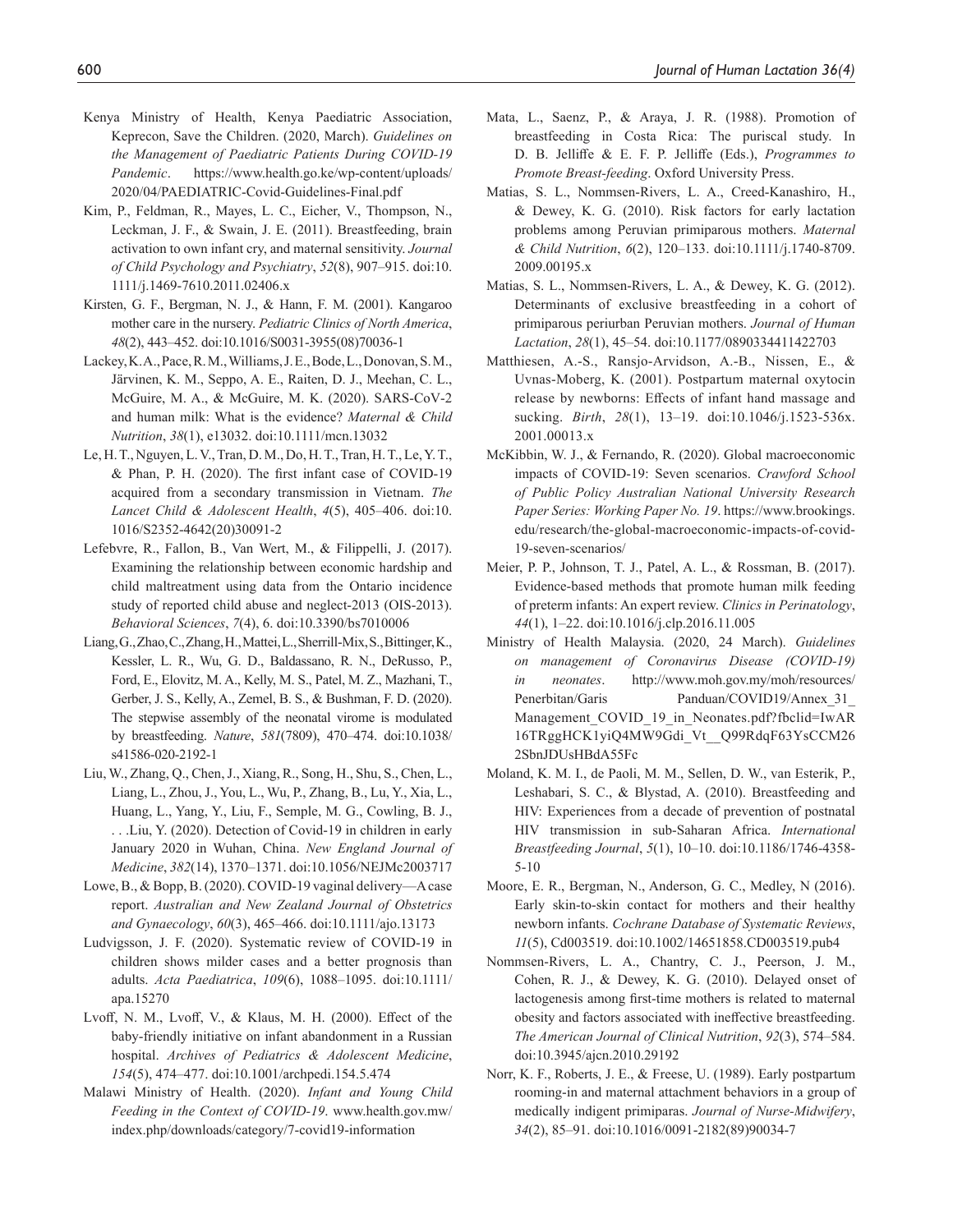Kenya Ministry of Health, Kenya Paediatric Association, Keprecon, Save the Children. (2020, March). *Guidelines on the Management of Paediatric Patients During COVID-19 Pandemic*. https://www.health.go.ke/wp-content/uploads/2020/04/PAEDIATRIC-Covid-Guidelines-Final.pdf

Kim, P., Feldman, R., Mayes, L. C., Eicher, V., Thompson, N., Leckman, J. F., & Swain, J. E. (2011). Breastfeeding, brain activation to own infant cry, and maternal sensitivity. *Journal of Child Psychology and Psychiatry*, *52*(8), 907–915. doi:10.1111/j.1469-7610.2011.02406.x

Kirsten, G. F., Bergman, N. J., & Hann, F. M. (2001). Kangaroo mother care in the nursery. *Pediatric Clinics of North America*, *48*(2), 443–452. doi:10.1016/S0031-3955(08)70036-1

Lackey, K. A., Pace, R. M., Williams, J. E., Bode, L., Donovan, S. M., Järvinen, K. M., Seppo, A. E., Raiten, D. J., Meehan, C. L., McGuire, M. A., & McGuire, M. K. (2020). SARS-CoV-2 and human milk: What is the evidence? *Maternal & Child Nutrition*, *38*(1), e13032. doi:10.1111/mcn.13032

Le, H. T., Nguyen, L. V., Tran, D. M., Do, H. T., Tran, H. T., Le, Y. T., & Phan, P. H. (2020). The first infant case of COVID-19 acquired from a secondary transmission in Vietnam. *The Lancet Child & Adolescent Health*, *4*(5), 405–406. doi:10.1016/S2352-4642(20)30091-2

Lefebvre, R., Fallon, B., Van Wert, M., & Filippelli, J. (2017). Examining the relationship between economic hardship and child maltreatment using data from the Ontario incidence study of reported child abuse and neglect-2013 (OIS-2013). *Behavioral Sciences*, *7*(4), 6. doi:10.3390/bs7010006

Liang, G., Zhao, C., Zhang, H., Mattei, L., Sherrill-Mix, S., Bittinger, K., Kessler, L. R., Wu, G. D., Baldassano, R. N., DeRusso, P., Ford, E., Elovitz, M. A., Kelly, M. S., Patel, M. Z., Mazhani, T., Gerber, J. S., Kelly, A., Zemel, B. S., & Bushman, F. D. (2020). The stepwise assembly of the neonatal virome is modulated by breastfeeding. *Nature*, *581*(7809), 470–474. doi:10.1038/s41586-020-2192-1

Liu, W., Zhang, Q., Chen, J., Xiang, R., Song, H., Shu, S., Chen, L., Liang, L., Zhou, J., You, L., Wu, P., Zhang, B., Lu, Y., Xia, L., Huang, L., Yang, Y., Liu, F., Semple, M. G., Cowling, B. J., . . .Liu, Y. (2020). Detection of Covid-19 in children in early January 2020 in Wuhan, China. *New England Journal of Medicine*, *382*(14), 1370–1371. doi:10.1056/NEJMc2003717

Lowe, B., & Bopp, B. (2020). COVID-19 vaginal delivery—A case report. *Australian and New Zealand Journal of Obstetrics and Gynaecology*, *60*(3), 465–466. doi:10.1111/ajo.13173

Ludvigsson, J. F. (2020). Systematic review of COVID-19 in children shows milder cases and a better prognosis than adults. *Acta Paediatrica*, *109*(6), 1088–1095. doi:10.1111/apa.15270

Lvoff, N. M., Lvoff, V., & Klaus, M. H. (2000). Effect of the baby-friendly initiative on infant abandonment in a Russian hospital. *Archives of Pediatrics & Adolescent Medicine*, *154*(5), 474–477. doi:10.1001/archpedi.154.5.474

Malawi Ministry of Health. (2020). *Infant and Young Child Feeding in the Context of COVID-19*. www.health.gov.mw/index.php/downloads/category/7-covid19-information

Mata, L., Saenz, P., & Araya, J. R. (1988). Promotion of breastfeeding in Costa Rica: The puriscal study. In D. B. Jelliffe & E. F. P. Jelliffe (Eds.), *Programmes to Promote Breast-feeding*. Oxford University Press.

Matias, S. L., Nommsen-Rivers, L. A., Creed-Kanashiro, H., & Dewey, K. G. (2010). Risk factors for early lactation problems among Peruvian primiparous mothers. *Maternal & Child Nutrition*, *6*(2), 120–133. doi:10.1111/j.1740-8709.2009.00195.x

Matias, S. L., Nommsen-Rivers, L. A., & Dewey, K. G. (2012). Determinants of exclusive breastfeeding in a cohort of primiparous periurban Peruvian mothers. *Journal of Human Lactation*, *28*(1), 45–54. doi:10.1177/0890334411422703

Matthiesen, A.-S., Ransjo-Arvidson, A.-B., Nissen, E., & Uvnas-Moberg, K. (2001). Postpartum maternal oxytocin release by newborns: Effects of infant hand massage and sucking. *Birth*, *28*(1), 13–19. doi:10.1046/j.1523-536x.2001.00013.x

McKibbin, W. J., & Fernando, R. (2020). Global macroeconomic impacts of COVID-19: Seven scenarios. *Crawford School of Public Policy Australian National University Research Paper Series: Working Paper No. 19*. https://www.brookings.edu/research/the-global-macroeconomic-impacts-of-covid-19-seven-scenarios/

Meier, P. P., Johnson, T. J., Patel, A. L., & Rossman, B. (2017). Evidence-based methods that promote human milk feeding of preterm infants: An expert review. *Clinics in Perinatology*, *44*(1), 1–22. doi:10.1016/j.clp.2016.11.005

Ministry of Health Malaysia. (2020, 24 March). *Guidelines on management of Coronavirus Disease (COVID-19) in neonates*. http://www.moh.gov.my/moh/resources/Penerbitan/Garis Panduan/COVID19/Annex_31_Management_COVID_19_in_Neonates.pdf?fbclid=IwAR16TRggHCK1yiQ4MW9Gdi_Vt__Q99RdqF63YsCCM262SbnJDUsHBdA55Fc

Moland, K. M. I., de Paoli, M. M., Sellen, D. W., van Esterik, P., Leshabari, S. C., & Blystad, A. (2010). Breastfeeding and HIV: Experiences from a decade of prevention of postnatal HIV transmission in sub-Saharan Africa. *International Breastfeeding Journal*, *5*(1), 10–10. doi:10.1186/1746-4358-5-10

Moore, E. R., Bergman, N., Anderson, G. C., Medley, N (2016). Early skin-to-skin contact for mothers and their healthy newborn infants. *Cochrane Database of Systematic Reviews*, *11*(5), Cd003519. doi:10.1002/14651858.CD003519.pub4

Nommsen-Rivers, L. A., Chantry, C. J., Peerson, J. M., Cohen, R. J., & Dewey, K. G. (2010). Delayed onset of lactogenesis among first-time mothers is related to maternal obesity and factors associated with ineffective breastfeeding. *The American Journal of Clinical Nutrition*, *92*(3), 574–584. doi:10.3945/ajcn.2010.29192

Norr, K. F., Roberts, J. E., & Freese, U. (1989). Early postpartum rooming-in and maternal attachment behaviors in a group of medically indigent primiparas. *Journal of Nurse-Midwifery*, *34*(2), 85–91. doi:10.1016/0091-2182(89)90034-7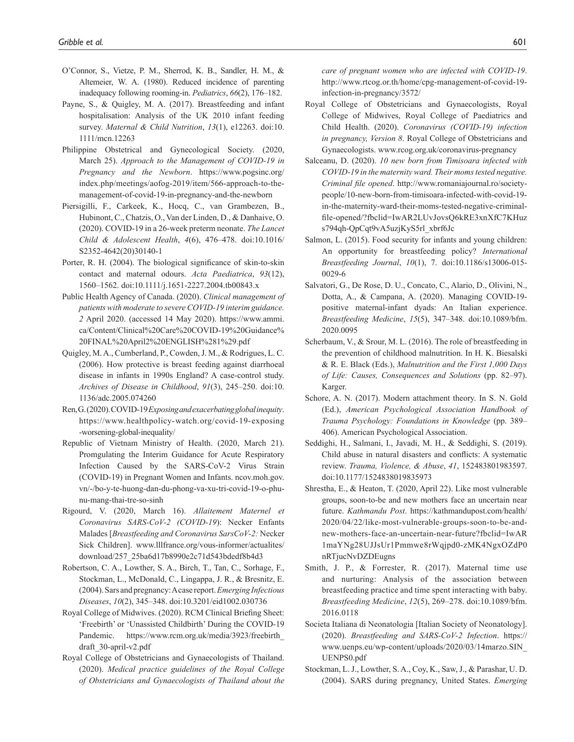O'Connor, S., Vietze, P. M., Sherrod, K. B., Sandler, H. M., & Altemeier, W. A. (1980). Reduced incidence of parenting inadequacy following rooming-in. *Pediatrics*, *66*(2), 176–182.

Payne, S., & Quigley, M. A. (2017). Breastfeeding and infant hospitalisation: Analysis of the UK 2010 infant feeding survey. *Maternal & Child Nutrition*, *13*(1), e12263. doi:10.1111/mcn.12263

Philippine Obstetrical and Gynecological Society. (2020, March 25). *Approach to the Management of COVID-19 in Pregnancy and the Newborn*. https://www.pogsinc.org/index.php/meetings/aofog-2019/item/566-approach-to-the-management-of-covid-19-in-pregnancy-and-the-newborn

Piersigilli, F., Carkeek, K., Hocq, C., van Grambezen, B., Hubinont, C., Chatzis, O., Van der Linden, D., & Danhaive, O. (2020). COVID-19 in a 26-week preterm neonate. *The Lancet Child & Adolescent Health*, *4*(6), 476–478. doi:10.1016/S2352-4642(20)30140-1

Porter, R. H. (2004). The biological significance of skin-to-skin contact and maternal odours. *Acta Paediatrica*, *93*(12), 1560–1562. doi:10.1111/j.1651-2227.2004.tb00843.x

Public Health Agency of Canada. (2020). *Clinical management of patients with moderate to severe COVID-19 interim guidance. 2* April 2020. (accessed 14 May 2020). https://www.ammi.ca/Content/Clinical%20Care%20COVID-19%20Guidance%20FINAL%20April2%20ENGLISH%281%29.pdf

Quigley, M. A., Cumberland, P., Cowden, J. M., & Rodrigues, L. C. (2006). How protective is breast feeding against diarrhoeal disease in infants in 1990s England? A case-control study. *Archives of Disease in Childhood*, *91*(3), 245–250. doi:10.1136/adc.2005.074260

Ren, G. (2020). COVID-19 *Exposing and exacerbating global inequity*. https://www.healthpolicy-watch.org/covid-19-exposing-worsening-global-inequality/

Republic of Vietnam Ministry of Health. (2020, March 21). Promgulating the Interim Guidance for Acute Respiratory Infection Caused by the SARS-CoV-2 Virus Strain (COVID-19) in Pregnant Women and Infants. ncov.moh.gov.vn/-/bo-y-te-huong-dan-du-phong-va-xu-tri-covid-19-o-phu-nu-mang-thai-tre-so-sinh

Rigourd, V. (2020, March 16). *Allaitement Maternel et Coronavirus SARS-CoV-2 (COVID-19*): Necker Enfants Malades [*Breastfeeding and Coronavirus SarsCoV-2:* Necker Sick Children]. www.lllfrance.org/vous-informer/actualites/download/257_25ba6d17b8990e2c71d543bdedf8b4d3

Robertson, C. A., Lowther, S. A., Birch, T., Tan, C., Sorhage, F., Stockman, L., McDonald, C., Lingappa, J. R., & Bresnitz, E. (2004). Sars and pregnancy: A case report. *Emerging Infectious Diseases*, *10*(2), 345–348. doi:10.3201/eid1002.030736

Royal College of Midwives. (2020). RCM Clinical Briefing Sheet: 'Freebirth' or 'Unassisted Childbirth' During the COVID-19 Pandemic. https://www.rcm.org.uk/media/3923/freebirth_draft_30-april-v2.pdf

Royal College of Obstetricians and Gynaecologists of Thailand. (2020). *Medical practice guidelines of the Royal College of Obstetricians and Gynaecologists of Thailand about the care of pregnant women who are infected with COVID-19*. http://www.rtcog.or.th/home/cpg-management-of-covid-19-infection-in-pregnancy/3572/

Royal College of Obstetricians and Gynaecologists, Royal College of Midwives, Royal College of Paediatrics and Child Health. (2020). *Coronavirus (COVID-19) infection in pregnancy, Version 8*. Royal College of Obstetricians and Gynaecologists. www.rcog.org.uk/coronavirus-pregnancy

Salceanu, D. (2020). *10 new born from Timisoara infected with COVID-19 in the maternity ward. Their moms tested negative. Criminal file opened*. http://www.romaniajournal.ro/society-people/10-new-born-from-timisoara-infected-with-covid-19-in-the-maternity-ward-their-moms-tested-negative-criminal-file-opened/?fbclid=IwAR2LUvJovsQ6kRE3xnXfC7KHuzs794qh-QpCqt9vA5uzjKyS5rl_xbrf6Jc

Salmon, L. (2015). Food security for infants and young children: An opportunity for breastfeeding policy? *International Breastfeeding Journal*, *10*(1), 7. doi:10.1186/s13006-015-0029-6

Salvatori, G., De Rose, D. U., Concato, C., Alario, D., Olivini, N., Dotta, A., & Campana, A. (2020). Managing COVID-19-positive maternal-infant dyads: An Italian experience. *Breastfeeding Medicine*, *15*(5), 347–348. doi:10.1089/bfm.2020.0095

Scherbaum, V., & Srour, M. L. (2016). The role of breastfeeding in the prevention of childhood malnutrition. In H. K. Biesalski & R. E. Black (Eds.), *Malnutrition and the First 1,000 Days of Life: Causes, Consequences and Solutions* (pp. 82–97). Karger.

Schore, A. N. (2017). Modern attachment theory. In S. N. Gold (Ed.), *American Psychological Association Handbook of Trauma Psychology: Foundations in Knowledge* (pp. 389–406). American Psychological Association.

Seddighi, H., Salmani, I., Javadi, M. H., & Seddighi, S. (2019). Child abuse in natural disasters and conflicts: A systematic review. *Trauma, Violence, & Abuse*, *41*, 152483801983597. doi:10.1177/1524838019835973

Shrestha, E., & Heaton, T. (2020, April 22). Like most vulnerable groups, soon-to-be and new mothers face an uncertain near future. *Kathmandu Post*. https://kathmandupost.com/health/2020/04/22/like-most-vulnerable-groups-soon-to-be-and-new-mothers-face-an-uncertain-near-future?fbclid=IwAR1maYNg28UJJsUr1Pmmwe8rWqjpd0-zMK4NgxOZdP0nRTjucNvDZDEugns

Smith, J. P., & Forrester, R. (2017). Maternal time use and nurturing: Analysis of the association between breastfeeding practice and time spent interacting with baby. *Breastfeeding Medicine*, *12*(5), 269–278. doi:10.1089/bfm.2016.0118

Societa Italiana di Neonatologia [Italian Society of Neonatology]. (2020). *Breastfeeding and SARS-CoV-2 Infection*. https://www.uenps.eu/wp-content/uploads/2020/03/14marzo.SIN_UENPS0.pdf

Stockman, L. J., Lowther, S. A., Coy, K., Saw, J., & Parashar, U. D. (2004). SARS during pregnancy, United States. *Emerging*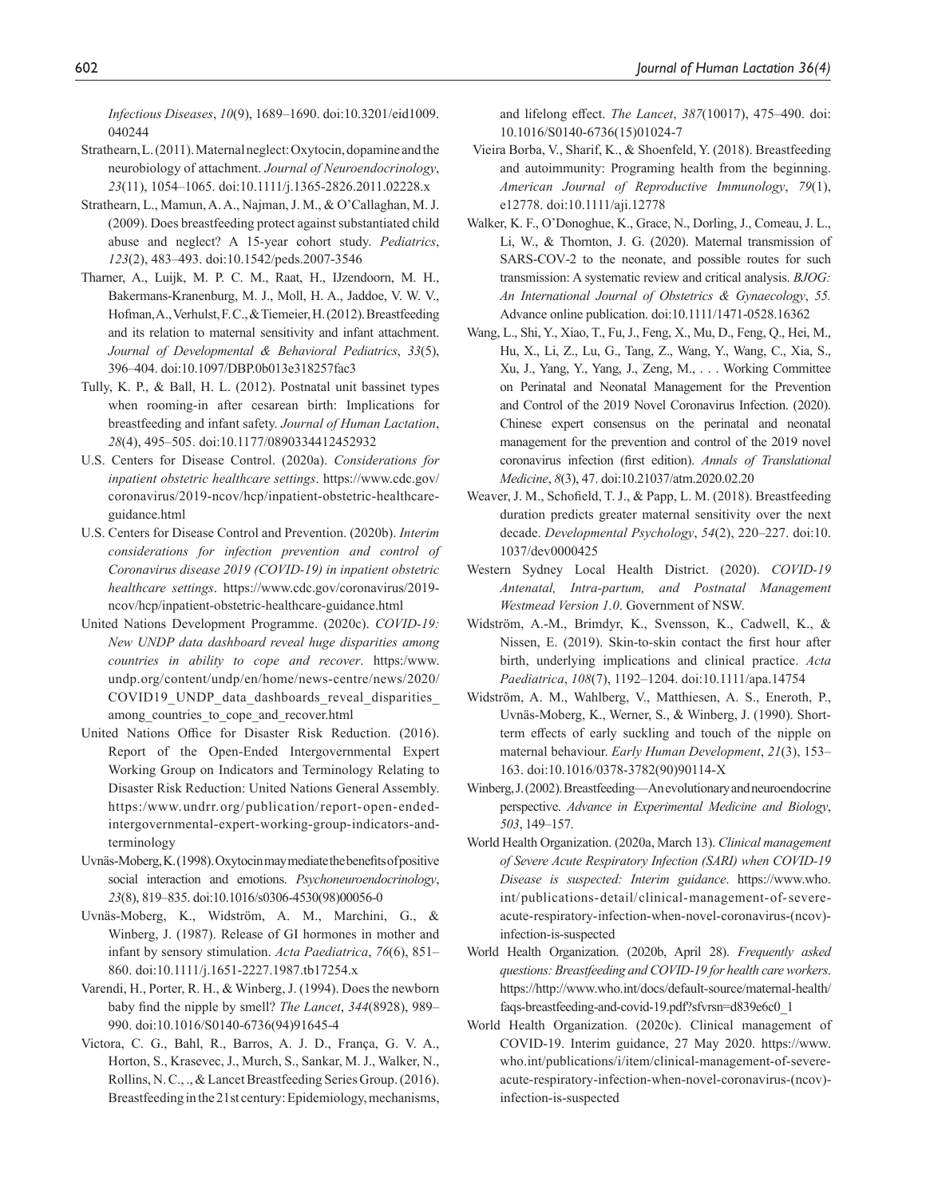*Infectious Diseases*, *10*(9), 1689–1690. doi:10.3201/eid1009.040244

Strathearn, L. (2011). Maternal neglect: Oxytocin, dopamine and the neurobiology of attachment. *Journal of Neuroendocrinology*, *23*(11), 1054–1065. doi:10.1111/j.1365-2826.2011.02228.x

Strathearn, L., Mamun, A. A., Najman, J. M., & O'Callaghan, M. J. (2009). Does breastfeeding protect against substantiated child abuse and neglect? A 15-year cohort study. *Pediatrics*, *123*(2), 483–493. doi:10.1542/peds.2007-3546

Tharner, A., Luijk, M. P. C. M., Raat, H., IJzendoorn, M. H., Bakermans-Kranenburg, M. J., Moll, H. A., Jaddoe, V. W. V., Hofman, A., Verhulst, F. C., & Tiemeier, H. (2012). Breastfeeding and its relation to maternal sensitivity and infant attachment. *Journal of Developmental & Behavioral Pediatrics*, *33*(5), 396–404. doi:10.1097/DBP.0b013e318257fac3

Tully, K. P., & Ball, H. L. (2012). Postnatal unit bassinet types when rooming-in after cesarean birth: Implications for breastfeeding and infant safety. *Journal of Human Lactation*, *28*(4), 495–505. doi:10.1177/0890334412452932

U.S. Centers for Disease Control. (2020a). *Considerations for inpatient obstetric healthcare settings*. https://www.cdc.gov/coronavirus/2019-ncov/hcp/inpatient-obstetric-healthcare-guidance.html

U.S. Centers for Disease Control and Prevention. (2020b). *Interim considerations for infection prevention and control of Coronavirus disease 2019 (COVID-19) in inpatient obstetric healthcare settings*. https://www.cdc.gov/coronavirus/2019-ncov/hcp/inpatient-obstetric-healthcare-guidance.html

United Nations Development Programme. (2020c). *COVID-19: New UNDP data dashboard reveal huge disparities among countries in ability to cope and recover*. https:/www.undp.org/content/undp/en/home/news-centre/news/2020/COVID19_UNDP_data_dashboards_reveal_disparities_among_countries_to_cope_and_recover.html

United Nations Office for Disaster Risk Reduction. (2016). Report of the Open-Ended Intergovernmental Expert Working Group on Indicators and Terminology Relating to Disaster Risk Reduction: United Nations General Assembly. https:/www.undrr.org/publication/report-open-ended-intergovernmental-expert-working-group-indicators-and-terminology

Uvnäs-Moberg, K. (1998). Oxytocin may mediate the benefits of positive social interaction and emotions. *Psychoneuroendocrinology*, *23*(8), 819–835. doi:10.1016/s0306-4530(98)00056-0

Uvnäs-Moberg, K., Widström, A. M., Marchini, G., & Winberg, J. (1987). Release of GI hormones in mother and infant by sensory stimulation. *Acta Paediatrica*, *76*(6), 851–860. doi:10.1111/j.1651-2227.1987.tb17254.x

Varendi, H., Porter, R. H., & Winberg, J. (1994). Does the newborn baby find the nipple by smell? *The Lancet*, *344*(8928), 989–990. doi:10.1016/S0140-6736(94)91645-4

Victora, C. G., Bahl, R., Barros, A. J. D., França, G. V. A., Horton, S., Krasevec, J., Murch, S., Sankar, M. J., Walker, N., Rollins, N. C., ., & Lancet Breastfeeding Series Group. (2016). Breastfeeding in the 21st century: Epidemiology, mechanisms, and lifelong effect. *The Lancet*, *387*(10017), 475–490. doi:10.1016/S0140-6736(15)01024-7

Vieira Borba, V., Sharif, K., & Shoenfeld, Y. (2018). Breastfeeding and autoimmunity: Programing health from the beginning. *American Journal of Reproductive Immunology*, *79*(1), e12778. doi:10.1111/aji.12778

Walker, K. F., O'Donoghue, K., Grace, N., Dorling, J., Comeau, J. L., Li, W., & Thornton, J. G. (2020). Maternal transmission of SARS-COV-2 to the neonate, and possible routes for such transmission: A systematic review and critical analysis. *BJOG: An International Journal of Obstetrics & Gynaecology*, *55.* Advance online publication. doi:10.1111/1471-0528.16362

Wang, L., Shi, Y., Xiao, T., Fu, J., Feng, X., Mu, D., Feng, Q., Hei, M., Hu, X., Li, Z., Lu, G., Tang, Z., Wang, Y., Wang, C., Xia, S., Xu, J., Yang, Y., Yang, J., Zeng, M., . . . Working Committee on Perinatal and Neonatal Management for the Prevention and Control of the 2019 Novel Coronavirus Infection. (2020). Chinese expert consensus on the perinatal and neonatal management for the prevention and control of the 2019 novel coronavirus infection (first edition). *Annals of Translational Medicine*, *8*(3), 47. doi:10.21037/atm.2020.02.20

Weaver, J. M., Schofield, T. J., & Papp, L. M. (2018). Breastfeeding duration predicts greater maternal sensitivity over the next decade. *Developmental Psychology*, *54*(2), 220–227. doi:10.1037/dev0000425

Western Sydney Local Health District. (2020). *COVID-19 Antenatal, Intra-partum, and Postnatal Management Westmead Version 1.0*. Government of NSW.

Widström, A.-M., Brimdyr, K., Svensson, K., Cadwell, K., & Nissen, E. (2019). Skin-to-skin contact the first hour after birth, underlying implications and clinical practice. *Acta Paediatrica*, *108*(7), 1192–1204. doi:10.1111/apa.14754

Widström, A. M., Wahlberg, V., Matthiesen, A. S., Eneroth, P., Uvnäs-Moberg, K., Werner, S., & Winberg, J. (1990). Short-term effects of early suckling and touch of the nipple on maternal behaviour. *Early Human Development*, *21*(3), 153–163. doi:10.1016/0378-3782(90)90114-X

Winberg, J. (2002). Breastfeeding—An evolutionary and neuroendocrine perspective. *Advance in Experimental Medicine and Biology*, *503*, 149–157.

World Health Organization. (2020a, March 13). *Clinical management of Severe Acute Respiratory Infection (SARI) when COVID-19 Disease is suspected: Interim guidance*. https://www.who.int/publications-detail/clinical-management-of-severe-acute-respiratory-infection-when-novel-coronavirus-(ncov)-infection-is-suspected

World Health Organization. (2020b, April 28). *Frequently asked questions: Breastfeeding and COVID-19 for health care workers*. https://http://www.who.int/docs/default-source/maternal-health/faqs-breastfeeding-and-covid-19.pdf?sfvrsn=d839e6c0_1

World Health Organization. (2020c). Clinical management of COVID-19. Interim guidance, 27 May 2020. https://www.who.int/publications/i/item/clinical-management-of-severe-acute-respiratory-infection-when-novel-coronavirus-(ncov)-infection-is-suspected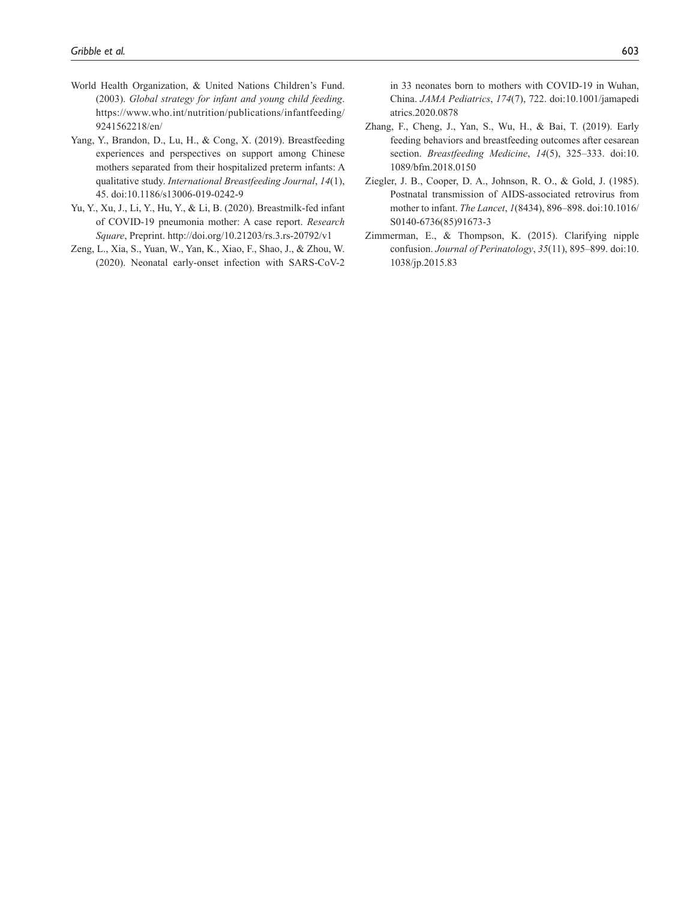World Health Organization, & United Nations Children's Fund. (2003). *Global strategy for infant and young child feeding*. https://www.who.int/nutrition/publications/infantfeeding/9241562218/en/

Yang, Y., Brandon, D., Lu, H., & Cong, X. (2019). Breastfeeding experiences and perspectives on support among Chinese mothers separated from their hospitalized preterm infants: A qualitative study. *International Breastfeeding Journal*, *14*(1), 45. doi:10.1186/s13006-019-0242-9

Yu, Y., Xu, J., Li, Y., Hu, Y., & Li, B. (2020). Breastmilk-fed infant of COVID-19 pneumonia mother: A case report. *Research Square*, Preprint. http://doi.org/10.21203/rs.3.rs-20792/v1

Zeng, L., Xia, S., Yuan, W., Yan, K., Xiao, F., Shao, J., & Zhou, W. (2020). Neonatal early-onset infection with SARS-CoV-2 in 33 neonates born to mothers with COVID-19 in Wuhan, China. *JAMA Pediatrics*, *174*(7), 722. doi:10.1001/jamapediatrics.2020.0878

Zhang, F., Cheng, J., Yan, S., Wu, H., & Bai, T. (2019). Early feeding behaviors and breastfeeding outcomes after cesarean section. *Breastfeeding Medicine*, *14*(5), 325–333. doi:10.1089/bfm.2018.0150

Ziegler, J. B., Cooper, D. A., Johnson, R. O., & Gold, J. (1985). Postnatal transmission of AIDS-associated retrovirus from mother to infant. *The Lancet*, *1*(8434), 896–898. doi:10.1016/S0140-6736(85)91673-3

Zimmerman, E., & Thompson, K. (2015). Clarifying nipple confusion. *Journal of Perinatology*, *35*(11), 895–899. doi:10.1038/jp.2015.83